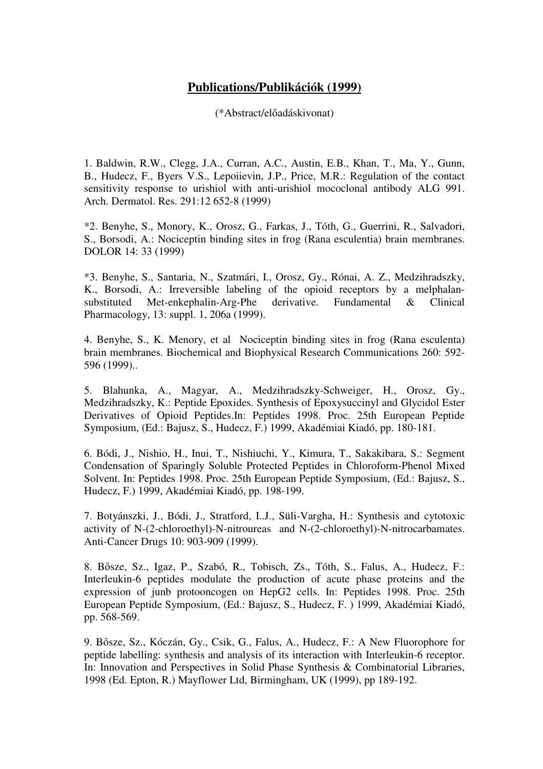# **Publications/Publikációk (1999)**

(*Abstract/előadáskivonat)

1. Baldwin, R.W., Clegg, J.A., Curran, A.C., Austin, E.B., Khan, T., Ma, Y., Gunn, B., Hudecz, F., Byers V.S., Lepoiievin, J.P., Price, M.R.: Regulation of the contact sensitivity response to urishiol with anti-urishiol mococlonal antibody ALG 991. Arch. Dermatol. Res. 291:12 652-8 (1999)

*2. Benyhe, S., Monory, K., Orosz, G., Farkas, J., Tóth, G., Guerrini, R., Salvadori, S., Borsodi, A.: Nociceptin binding sites in frog (Rana esculentia) brain membranes. DOLOR 14: 33 (1999)

*3. Benyhe, S., Santaria, N., Szatmári, I., Orosz, Gy., Rónai, A. Z., Medzihradszky, K., Borsodi, A.: Irreversible labeling of the opioid receptors by a melphalan-substituted Met-enkephalin-Arg-Phe derivative. Fundamental & Clinical Pharmacology, 13: suppl. 1, 206a (1999).

4. Benyhe, S., K. Menory, et al Nociceptin binding sites in frog (Rana esculenta) brain membranes. Biochemical and Biophysical Research Communications 260: 592-596 (1999)..

5. Blahunka, A., Magyar, A., Medzihradszky-Schweiger, H., Orosz, Gy., Medzihradszky, K.: Peptide Epoxides. Synthesis of Epoxysuccinyl and Glycidol Ester Derivatives of Opioid Peptides.In: Peptides 1998. Proc. 25th European Peptide Symposium, (Ed.: Bajusz, S., Hudecz, F.) 1999, Akadémiai Kiadó, pp. 180-181.

6. Bódi, J., Nishio, H., Inui, T., Nishiuchi, Y., Kimura, T., Sakakibara, S.: Segment Condensation of Sparingly Soluble Protected Peptides in Chloroform-Phenol Mixed Solvent. In: Peptides 1998. Proc. 25th European Peptide Symposium, (Ed.: Bajusz, S., Hudecz, F.) 1999, Akadémiai Kiadó, pp. 198-199.

7. Botyánszki, J., Bódi, J., Stratford, I..J., Süli-Vargha, H.: Synthesis and cytotoxic activity of N-(2-chloroethyl)-N-nitroureas and N-(2-chloroethyl)-N-nitrocarbamates. Anti-Cancer Drugs 10: 903-909 (1999).

8. Bősze, Sz., Igaz, P., Szabó, R., Tobisch, Zs., Tóth, S., Falus, A., Hudecz, F.: Interleukin-6 peptides modulate the production of acute phase proteins and the expression of junb protooncogen on HepG2 cells. In: Peptides 1998. Proc. 25th European Peptide Symposium, (Ed.: Bajusz, S., Hudecz, F. ) 1999, Akadémiai Kiadó, pp. 568-569.

9. Bősze, Sz., Kóczán, Gy., Csik, G., Falus, A., Hudecz, F.: A New Fluorophore for peptide labelling: synthesis and analysis of its interaction with Interleukin-6 receptor. In: Innovation and Perspectives in Solid Phase Synthesis & Combinatorial Libraries, 1998 (Ed. Epton, R.) Mayflower Ltd, Birmingham, UK (1999), pp 189-192.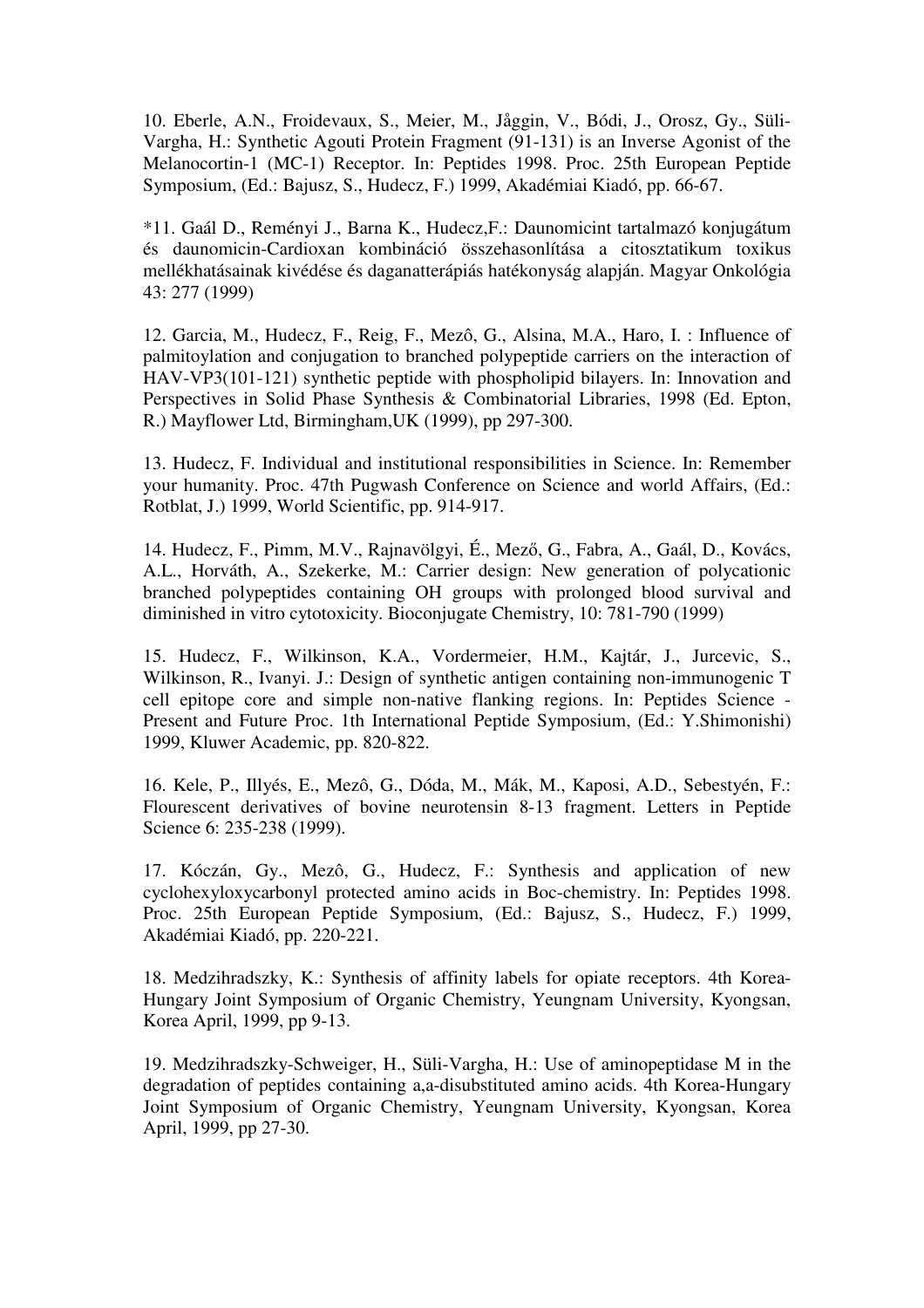10. Eberle, A.N., Froidevaux, S., Meier, M., Jåggin, V., Bódi, J., Orosz, Gy., Süli-Vargha, H.: Synthetic Agouti Protein Fragment (91-131) is an Inverse Agonist of the Melanocortin-1 (MC-1) Receptor. In: Peptides 1998. Proc. 25th European Peptide Symposium, (Ed.: Bajusz, S., Hudecz, F.) 1999, Akadémiai Kiadó, pp. 66-67.

*11. Gaál D., Reményi J., Barna K., Hudecz,F.: Daunomicint tartalmazó konjugátum és daunomicin-Cardioxan kombináció összehasonlítása a citosztatikum toxikus mellékhatásainak kivédése és daganatterápiás hatékonyság alapján. Magyar Onkológia 43: 277 (1999)

12. Garcia, M., Hudecz, F., Reig, F., Mezô, G., Alsina, M.A., Haro, I. : Influence of palmitoylation and conjugation to branched polypeptide carriers on the interaction of HAV-VP3(101-121) synthetic peptide with phospholipid bilayers. In: Innovation and Perspectives in Solid Phase Synthesis & Combinatorial Libraries, 1998 (Ed. Epton, R.) Mayflower Ltd, Birmingham,UK (1999), pp 297-300.

13. Hudecz, F. Individual and institutional responsibilities in Science. In: Remember your humanity. Proc. 47th Pugwash Conference on Science and world Affairs, (Ed.: Rotblat, J.) 1999, World Scientific, pp. 914-917.

14. Hudecz, F., Pimm, M.V., Rajnavölgyi, É., Mező, G., Fabra, A., Gaál, D., Kovács, A.L., Horváth, A., Szekerke, M.: Carrier design: New generation of polycationic branched polypeptides containing OH groups with prolonged blood survival and diminished in vitro cytotoxicity. Bioconjugate Chemistry, 10: 781-790 (1999)

15. Hudecz, F., Wilkinson, K.A., Vordermeier, H.M., Kajtár, J., Jurcevic, S., Wilkinson, R., Ivanyi. J.: Design of synthetic antigen containing non-immunogenic T cell epitope core and simple non-native flanking regions. In: Peptides Science - Present and Future Proc. 1th International Peptide Symposium, (Ed.: Y.Shimonishi) 1999, Kluwer Academic, pp. 820-822.

16. Kele, P., Illyés, E., Mezô, G., Dóda, M., Mák, M., Kaposi, A.D., Sebestyén, F.: Flourescent derivatives of bovine neurotensin 8-13 fragment. Letters in Peptide Science 6: 235-238 (1999).

17. Kóczán, Gy., Mezô, G., Hudecz, F.: Synthesis and application of new cyclohexyloxycarbonyl protected amino acids in Boc-chemistry. In: Peptides 1998. Proc. 25th European Peptide Symposium, (Ed.: Bajusz, S., Hudecz, F.) 1999, Akadémiai Kiadó, pp. 220-221.

18. Medzihradszky, K.: Synthesis of affinity labels for opiate receptors. 4th Korea-Hungary Joint Symposium of Organic Chemistry, Yeungnam University, Kyongsan, Korea April, 1999, pp 9-13.

19. Medzihradszky-Schweiger, H., Süli-Vargha, H.: Use of aminopeptidase M in the degradation of peptides containing a,a-disubstituted amino acids. 4th Korea-Hungary Joint Symposium of Organic Chemistry, Yeungnam University, Kyongsan, Korea April, 1999, pp 27-30.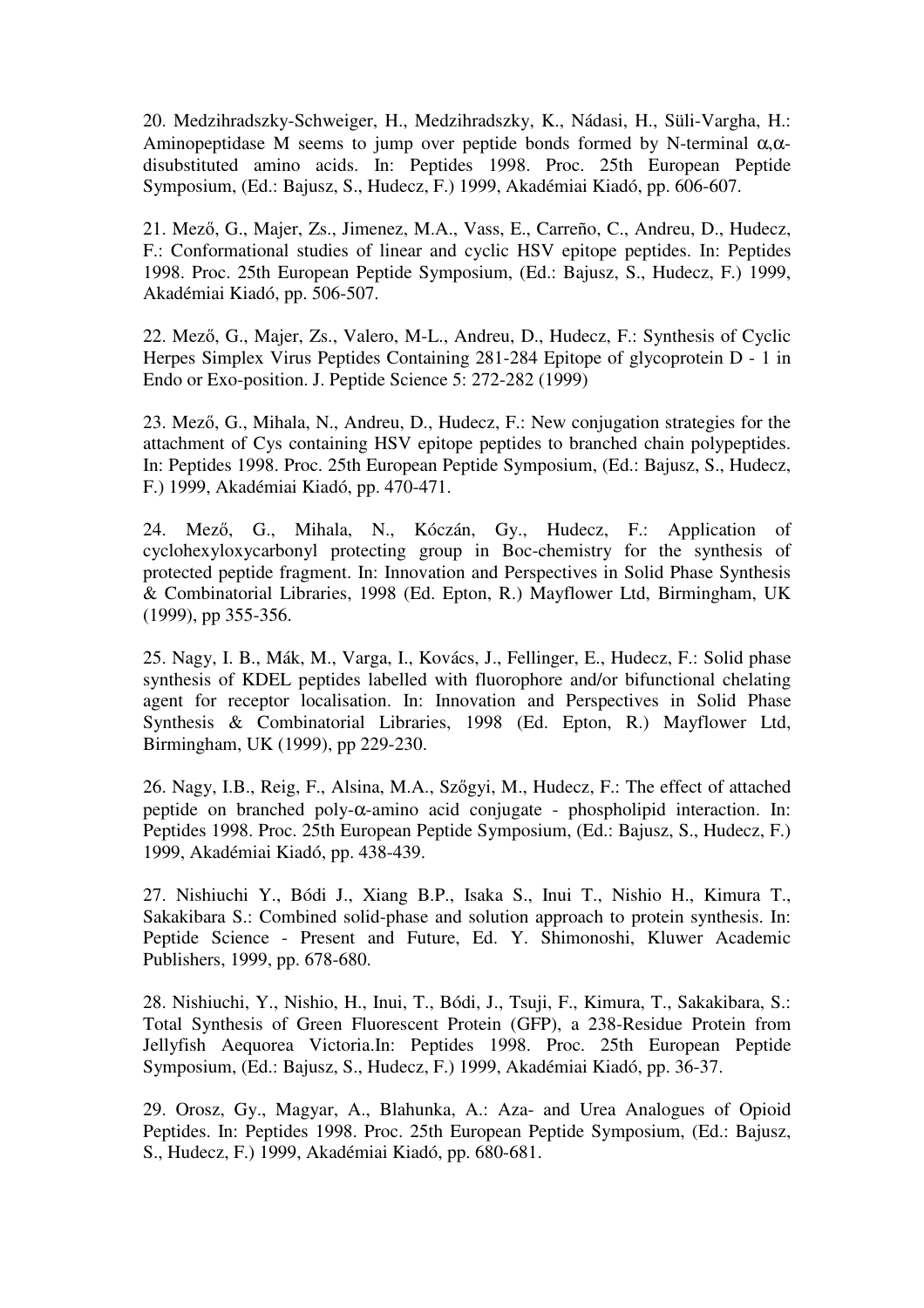20. Medzihradszky-Schweiger, H., Medzihradszky, K., Nádasi, H., Süli-Vargha, H.: Aminopeptidase M seems to jump over peptide bonds formed by N-terminal $\alpha,\alpha$-disubstituted amino acids. In: Peptides 1998. Proc. 25th European Peptide Symposium, (Ed.: Bajusz, S., Hudecz, F.) 1999, Akadémiai Kiadó, pp. 606-607.

21. Mező, G., Majer, Zs., Jimenez, M.A., Vass, E., Carreño, C., Andreu, D., Hudecz, F.: Conformational studies of linear and cyclic HSV epitope peptides. In: Peptides 1998. Proc. 25th European Peptide Symposium, (Ed.: Bajusz, S., Hudecz, F.) 1999, Akadémiai Kiadó, pp. 506-507.

22. Mező, G., Majer, Zs., Valero, M-L., Andreu, D., Hudecz, F.: Synthesis of Cyclic Herpes Simplex Virus Peptides Containing 281-284 Epitope of glycoprotein D - 1 in Endo or Exo-position. J. Peptide Science 5: 272-282 (1999)

23. Mező, G., Mihala, N., Andreu, D., Hudecz, F.: New conjugation strategies for the attachment of Cys containing HSV epitope peptides to branched chain polypeptides. In: Peptides 1998. Proc. 25th European Peptide Symposium, (Ed.: Bajusz, S., Hudecz, F.) 1999, Akadémiai Kiadó, pp. 470-471.

24. Mező, G., Mihala, N., Kóczán, Gy., Hudecz, F.: Application of cyclohexyloxycarbonyl protecting group in Boc-chemistry for the synthesis of protected peptide fragment. In: Innovation and Perspectives in Solid Phase Synthesis & Combinatorial Libraries, 1998 (Ed. Epton, R.) Mayflower Ltd, Birmingham, UK (1999), pp 355-356.

25. Nagy, I. B., Mák, M., Varga, I., Kovács, J., Fellinger, E., Hudecz, F.: Solid phase synthesis of KDEL peptides labelled with fluorophore and/or bifunctional chelating agent for receptor localisation. In: Innovation and Perspectives in Solid Phase Synthesis & Combinatorial Libraries, 1998 (Ed. Epton, R.) Mayflower Ltd, Birmingham, UK (1999), pp 229-230.

26. Nagy, I.B., Reig, F., Alsina, M.A., Szőgyi, M., Hudecz, F.: The effect of attached peptide on branched poly-$\alpha$-amino acid conjugate - phospholipid interaction. In: Peptides 1998. Proc. 25th European Peptide Symposium, (Ed.: Bajusz, S., Hudecz, F.) 1999, Akadémiai Kiadó, pp. 438-439.

27. Nishiuchi Y., Bódi J., Xiang B.P., Isaka S., Inui T., Nishio H., Kimura T., Sakakibara S.: Combined solid-phase and solution approach to protein synthesis. In: Peptide Science - Present and Future, Ed. Y. Shimonoshi, Kluwer Academic Publishers, 1999, pp. 678-680.

28. Nishiuchi, Y., Nishio, H., Inui, T., Bódi, J., Tsuji, F., Kimura, T., Sakakibara, S.: Total Synthesis of Green Fluorescent Protein (GFP), a 238-Residue Protein from Jellyfish Aequorea Victoria.In: Peptides 1998. Proc. 25th European Peptide Symposium, (Ed.: Bajusz, S., Hudecz, F.) 1999, Akadémiai Kiadó, pp. 36-37.

29. Orosz, Gy., Magyar, A., Blahunka, A.: Aza- and Urea Analogues of Opioid Peptides. In: Peptides 1998. Proc. 25th European Peptide Symposium, (Ed.: Bajusz, S., Hudecz, F.) 1999, Akadémiai Kiadó, pp. 680-681.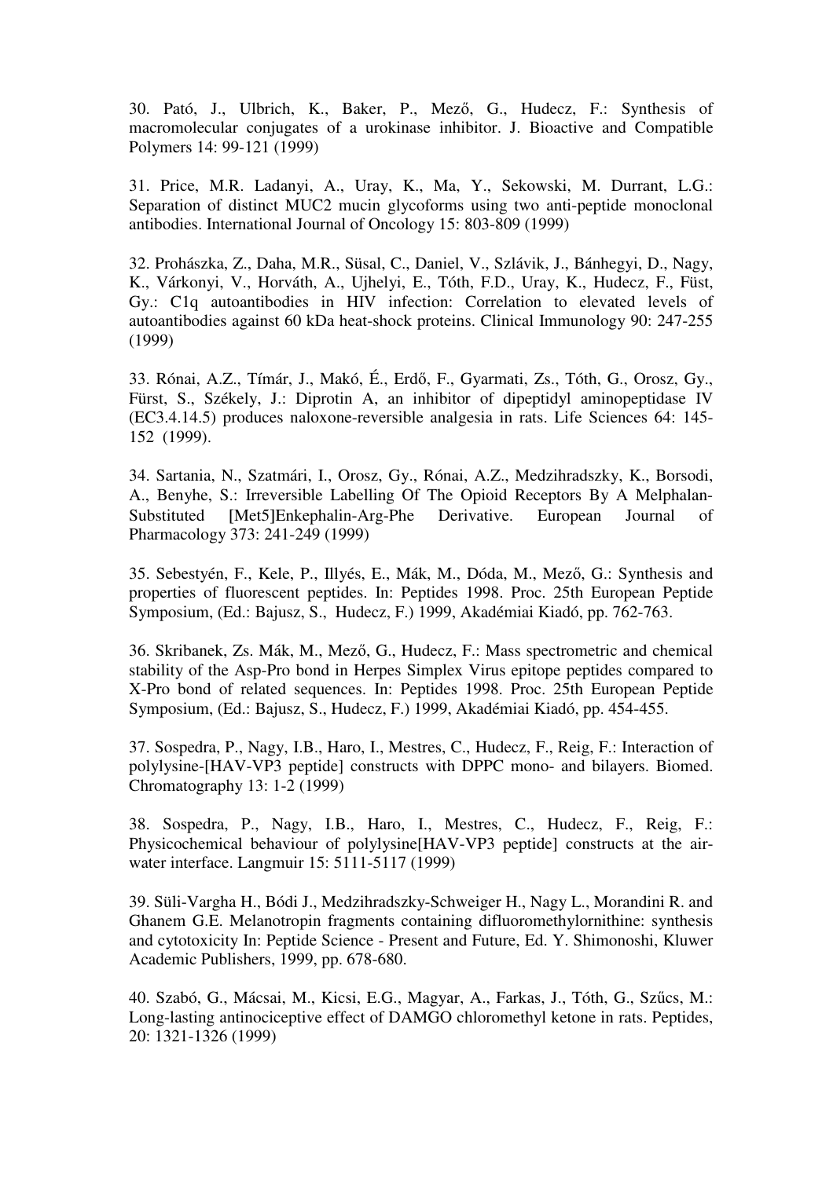30. Pató, J., Ulbrich, K., Baker, P., Mező, G., Hudecz, F.: Synthesis of macromolecular conjugates of a urokinase inhibitor. J. Bioactive and Compatible Polymers 14: 99-121 (1999)

31. Price, M.R. Ladanyi, A., Uray, K., Ma, Y., Sekowski, M. Durrant, L.G.: Separation of distinct MUC2 mucin glycoforms using two anti-peptide monoclonal antibodies. International Journal of Oncology 15: 803-809 (1999)

32. Prohászka, Z., Daha, M.R., Süsal, C., Daniel, V., Szlávik, J., Bánhegyi, D., Nagy, K., Várkonyi, V., Horváth, A., Ujhelyi, E., Tóth, F.D., Uray, K., Hudecz, F., Füst, Gy.: C1q autoantibodies in HIV infection: Correlation to elevated levels of autoantibodies against 60 kDa heat-shock proteins. Clinical Immunology 90: 247-255 (1999)

33. Rónai, A.Z., Tímár, J., Makó, É., Erdő, F., Gyarmati, Zs., Tóth, G., Orosz, Gy., Fürst, S., Székely, J.: Diprotin A, an inhibitor of dipeptidyl aminopeptidase IV (EC3.4.14.5) produces naloxone-reversible analgesia in rats. Life Sciences 64: 145-152 (1999).

34. Sartania, N., Szatmári, I., Orosz, Gy., Rónai, A.Z., Medzihradszky, K., Borsodi, A., Benyhe, S.: Irreversible Labelling Of The Opioid Receptors By A Melphalan-Substituted [Met5]Enkephalin-Arg-Phe Derivative. European Journal of Pharmacology 373: 241-249 (1999)

35. Sebestyén, F., Kele, P., Illyés, E., Mák, M., Dóda, M., Mező, G.: Synthesis and properties of fluorescent peptides. In: Peptides 1998. Proc. 25th European Peptide Symposium, (Ed.: Bajusz, S., Hudecz, F.) 1999, Akadémiai Kiadó, pp. 762-763.

36. Skribanek, Zs. Mák, M., Mező, G., Hudecz, F.: Mass spectrometric and chemical stability of the Asp-Pro bond in Herpes Simplex Virus epitope peptides compared to X-Pro bond of related sequences. In: Peptides 1998. Proc. 25th European Peptide Symposium, (Ed.: Bajusz, S., Hudecz, F.) 1999, Akadémiai Kiadó, pp. 454-455.

37. Sospedra, P., Nagy, I.B., Haro, I., Mestres, C., Hudecz, F., Reig, F.: Interaction of polylysine-[HAV-VP3 peptide] constructs with DPPC mono- and bilayers. Biomed. Chromatography 13: 1-2 (1999)

38. Sospedra, P., Nagy, I.B., Haro, I., Mestres, C., Hudecz, F., Reig, F.: Physicochemical behaviour of polylysine[HAV-VP3 peptide] constructs at the air-water interface. Langmuir 15: 5111-5117 (1999)

39. Süli-Vargha H., Bódi J., Medzihradszky-Schweiger H., Nagy L., Morandini R. and Ghanem G.E. Melanotropin fragments containing difluoromethylornithine: synthesis and cytotoxicity In: Peptide Science - Present and Future, Ed. Y. Shimonoshi, Kluwer Academic Publishers, 1999, pp. 678-680.

40. Szabó, G., Mácsai, M., Kicsi, E.G., Magyar, A., Farkas, J., Tóth, G., Szűcs, M.: Long-lasting antinociceptive effect of DAMGO chloromethyl ketone in rats. Peptides, 20: 1321-1326 (1999)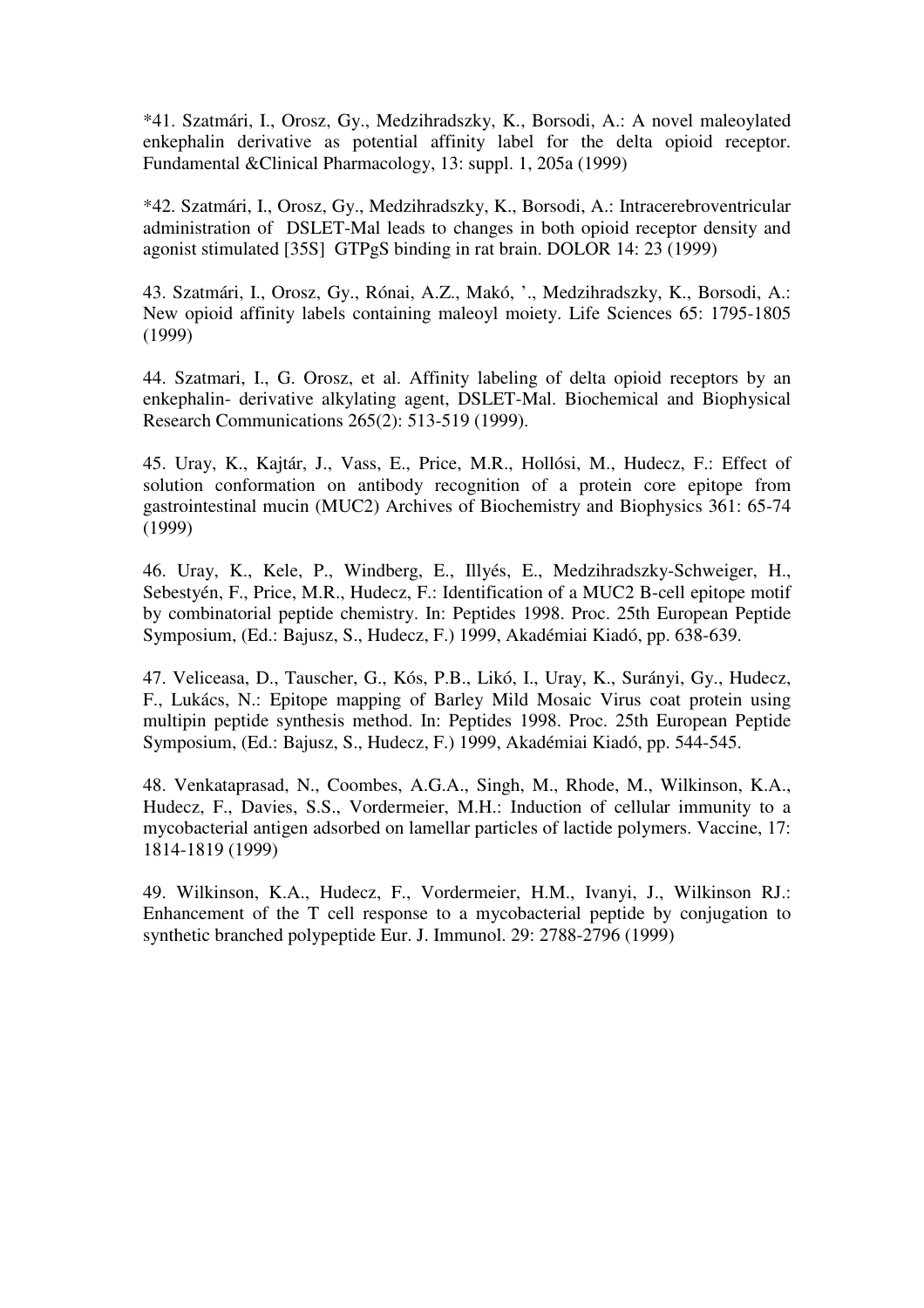*41. Szatmári, I., Orosz, Gy., Medzihradszky, K., Borsodi, A.: A novel maleoylated enkephalin derivative as potential affinity label for the delta opioid receptor. Fundamental &Clinical Pharmacology, 13: suppl. 1, 205a (1999)

*42. Szatmári, I., Orosz, Gy., Medzihradszky, K., Borsodi, A.: Intracerebroventricular administration of DSLET-Mal leads to changes in both opioid receptor density and agonist stimulated [35S] GTPgS binding in rat brain. DOLOR 14: 23 (1999)

43. Szatmári, I., Orosz, Gy., Rónai, A.Z., Makó, '., Medzihradszky, K., Borsodi, A.: New opioid affinity labels containing maleoyl moiety. Life Sciences 65: 1795-1805 (1999)

44. Szatmari, I., G. Orosz, et al. Affinity labeling of delta opioid receptors by an enkephalin- derivative alkylating agent, DSLET-Mal. Biochemical and Biophysical Research Communications 265(2): 513-519 (1999).

45. Uray, K., Kajtár, J., Vass, E., Price, M.R., Hollósi, M., Hudecz, F.: Effect of solution conformation on antibody recognition of a protein core epitope from gastrointestinal mucin (MUC2) Archives of Biochemistry and Biophysics 361: 65-74 (1999)

46. Uray, K., Kele, P., Windberg, E., Illyés, E., Medzihradszky-Schweiger, H., Sebestyén, F., Price, M.R., Hudecz, F.: Identification of a MUC2 B-cell epitope motif by combinatorial peptide chemistry. In: Peptides 1998. Proc. 25th European Peptide Symposium, (Ed.: Bajusz, S., Hudecz, F.) 1999, Akadémiai Kiadó, pp. 638-639.

47. Veliceasa, D., Tauscher, G., Kós, P.B., Likó, I., Uray, K., Surányi, Gy., Hudecz, F., Lukács, N.: Epitope mapping of Barley Mild Mosaic Virus coat protein using multipin peptide synthesis method. In: Peptides 1998. Proc. 25th European Peptide Symposium, (Ed.: Bajusz, S., Hudecz, F.) 1999, Akadémiai Kiadó, pp. 544-545.

48. Venkataprasad, N., Coombes, A.G.A., Singh, M., Rhode, M., Wilkinson, K.A., Hudecz, F., Davies, S.S., Vordermeier, M.H.: Induction of cellular immunity to a mycobacterial antigen adsorbed on lamellar particles of lactide polymers. Vaccine, 17: 1814-1819 (1999)

49. Wilkinson, K.A., Hudecz, F., Vordermeier, H.M., Ivanyi, J., Wilkinson RJ.: Enhancement of the T cell response to a mycobacterial peptide by conjugation to synthetic branched polypeptide Eur. J. Immunol. 29: 2788-2796 (1999)